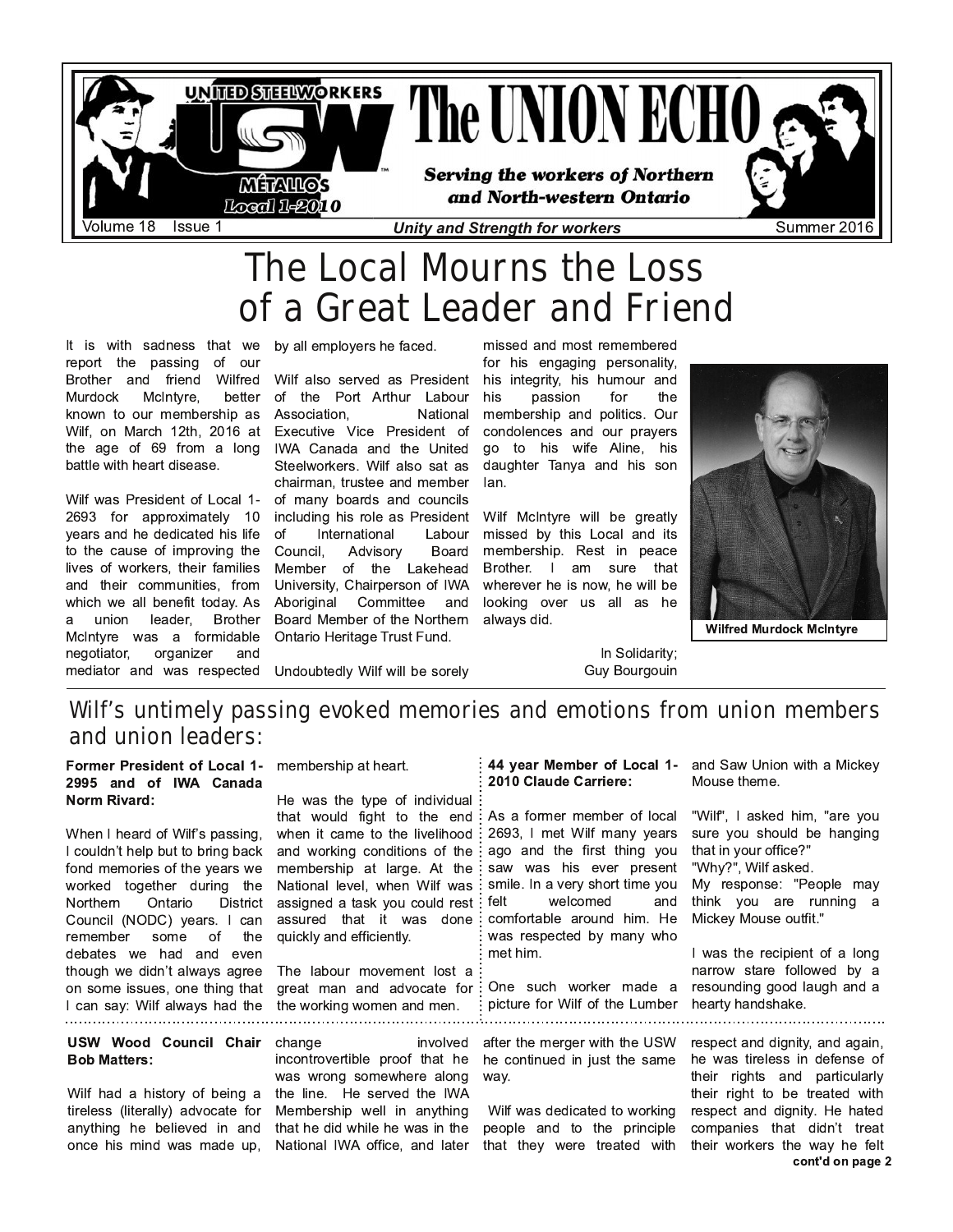# The UNION ECHO

*Serving the workers of Northern and North-western Ontario*

UNITED STEELWORKERS USW MÉTALLOS Local 1-2010

Volume 18 Issue 1 — **Unity and Strength for workers** — Summer 2016

# The Local Mourns the Loss of a Great Leader and Friend

It is with sadness that we report the passing of our Brother and friend Wilfred Murdock McIntyre, better known to our membership as Wilf, on March 12th, 2016 at the age of 69 from a long battle with heart disease.

Wilf was President of Local 1-2693 for approximately 10 years and he dedicated his life to the cause of improving the lives of workers, their families and their communities, from which we all benefit today. As a union leader, Brother McIntyre was a formidable negotiator, organizer and mediator and was respected by all employers he faced.

Wilf also served as President of the Port Arthur Labour Association, National Executive Vice President of IWA Canada and the United Steelworkers. Wilf also sat as chairman, trustee and member of many boards and councils including his role as President of International Labour Council, Advisory Board Member of the Lakehead University, Chairperson of IWA Aboriginal Committee and Board Member of the Northern Ontario Heritage Trust Fund.

Undoubtedly Wilf will be sorely missed and most remembered for his engaging personality, his integrity, his humour and his passion for the membership and politics. Our condolences and our prayers go to his wife Aline, his daughter Tanya and his son Ian.

Wilf McIntyre will be greatly missed by this Local and its membership. Rest in peace Brother. I am sure that wherever he is now, he will be looking over us all as he always did.

In Solidarity;
Guy Bourgouin

**Wilfred Murdock McIntyre**

## Wilf's untimely passing evoked memories and emotions from union members and union leaders:

**Former President of Local 1-2995 and of IWA Canada Norm Rivard:**

When I heard of Wilf's passing, I couldn't help but to bring back fond memories of the years we worked together during the Northern Ontario District Council (NODC) years. I can remember some of the debates we had and even though we didn't always agree on some issues, one thing that I can say: Wilf always had the membership at heart.

He was the type of individual that would fight to the end when it came to the livelihood and working conditions of the membership at large. At the National level, when Wilf was assigned a task you could rest assured that it was done quickly and efficiently.

The labour movement lost a great man and advocate for the working women and men.

**44 year Member of Local 1-2010 Claude Carriere:**

As a former member of local 2693, I met Wilf many years ago and the first thing you saw was his ever present smile. In a very short time you felt welcomed and comfortable around him. He was respected by many who met him.

One such worker made a picture for Wilf of the Lumber and Saw Union with a Mickey Mouse theme.

"Wilf", I asked him, "are you sure you should be hanging that in your office?"
"Why?", Wilf asked.
My response: "People may think you are running a Mickey Mouse outfit."

I was the recipient of a long narrow stare followed by a resounding good laugh and a hearty handshake.

**USW Wood Council Chair Bob Matters:**

Wilf had a history of being a tireless (literally) advocate for anything he believed in and once his mind was made up, change involved incontrovertible proof that he was wrong somewhere along the line. He served the IWA Membership well in anything that he did while he was in the National IWA office, and later after the merger with the USW he continued in just the same way.

Wilf was dedicated to working people and to the principle that they were treated with respect and dignity, and again, he was tireless in defense of their rights and particularly their right to be treated with respect and dignity. He hated companies that didn't treat their workers the way he felt

**cont'd on page 2**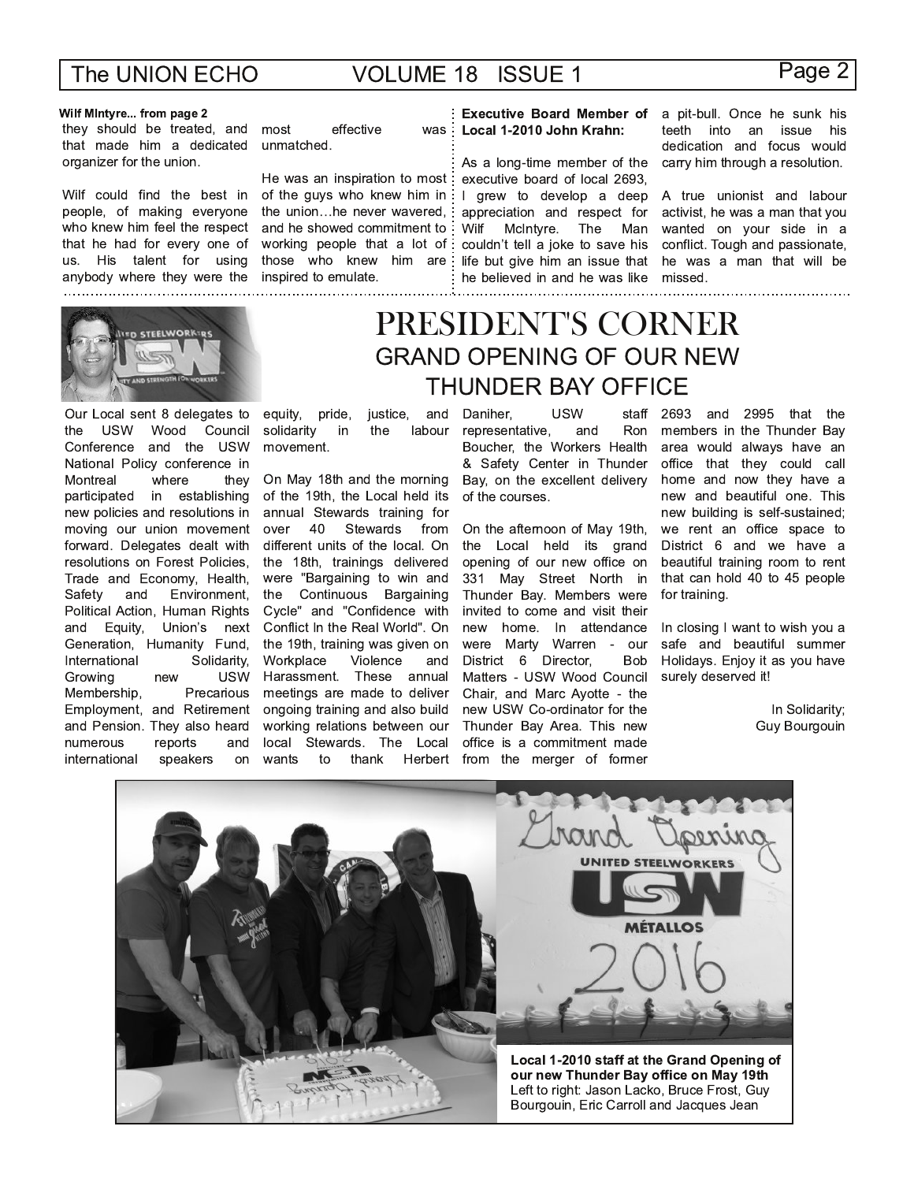**Wilf MIntyre... from page 2**

they should be treated, and that made him a dedicated organizer for the union.

Wilf could find the best in people, of making everyone who knew him feel the respect that he had for every one of us. His talent for using anybody where they were the most effective was unmatched.

He was an inspiration to most of the guys who knew him in the union…he never wavered, and he showed commitment to working people that a lot of those who knew him are inspired to emulate.

**Executive Board Member of Local 1-2010 John Krahn:**

As a long-time member of the executive board of local 2693, I grew to develop a deep appreciation and respect for Wilf McIntyre. The Man couldn't tell a joke to save his life but give him an issue that he believed in and he was like a pit-bull. Once he sunk his teeth into an issue his dedication and focus would carry him through a resolution.

A true unionist and labour activist, he was a man that you wanted on your side in a conflict. Tough and passionate, he was a man that will be missed.

# PRESIDENT'S CORNER

## GRAND OPENING OF OUR NEW THUNDER BAY OFFICE

Our Local sent 8 delegates to the USW Wood Council Conference and the USW National Policy conference in Montreal where they participated in establishing new policies and resolutions in moving our union movement forward. Delegates dealt with resolutions on Forest Policies, Trade and Economy, Health, Safety and Environment, Political Action, Human Rights and Equity, Union's next Generation, Humanity Fund, International Solidarity, Growing new USW Membership, Precarious Employment, and Retirement and Pension. They also heard numerous reports and international speakers on equity, pride, justice, and solidarity in the labour movement.

On May 18th and the morning of the 19th, the Local held its annual Stewards training for over 40 Stewards from different units of the local. On the 18th, trainings delivered were "Bargaining to win and the Continuous Bargaining Cycle" and "Confidence with Conflict In the Real World". On the 19th, training was given on Workplace Violence and Harassment. These annual meetings are made to deliver ongoing training and also build working relations between our local Stewards. The Local wants to thank Herbert Daniher, USW staff representative, and Ron Boucher, the Workers Health & Safety Center in Thunder Bay, on the excellent delivery of the courses.

On the afternoon of May 19th, the Local held its grand opening of our new office on 331 May Street North in Thunder Bay. Members were invited to come and visit their new home. In attendance were Marty Warren - our District 6 Director, Bob Matters - USW Wood Council Chair, and Marc Ayotte - the new USW Co-ordinator for the Thunder Bay Area. This new office is a commitment made from the merger of former 2693 and 2995 that the members in the Thunder Bay area would always have an office that they could call home and now they have a new and beautiful one. This new building is self-sustained; we rent an office space to District 6 and we have a beautiful training room to rent that can hold 40 to 45 people for training.

In closing I want to wish you a safe and beautiful summer Holidays. Enjoy it as you have surely deserved it!

In Solidarity;
Guy Bourgouin

**Local 1-2010 staff at the Grand Opening of our new Thunder Bay office on May 19th**
Left to right: Jason Lacko, Bruce Frost, Guy Bourgouin, Eric Carroll and Jacques Jean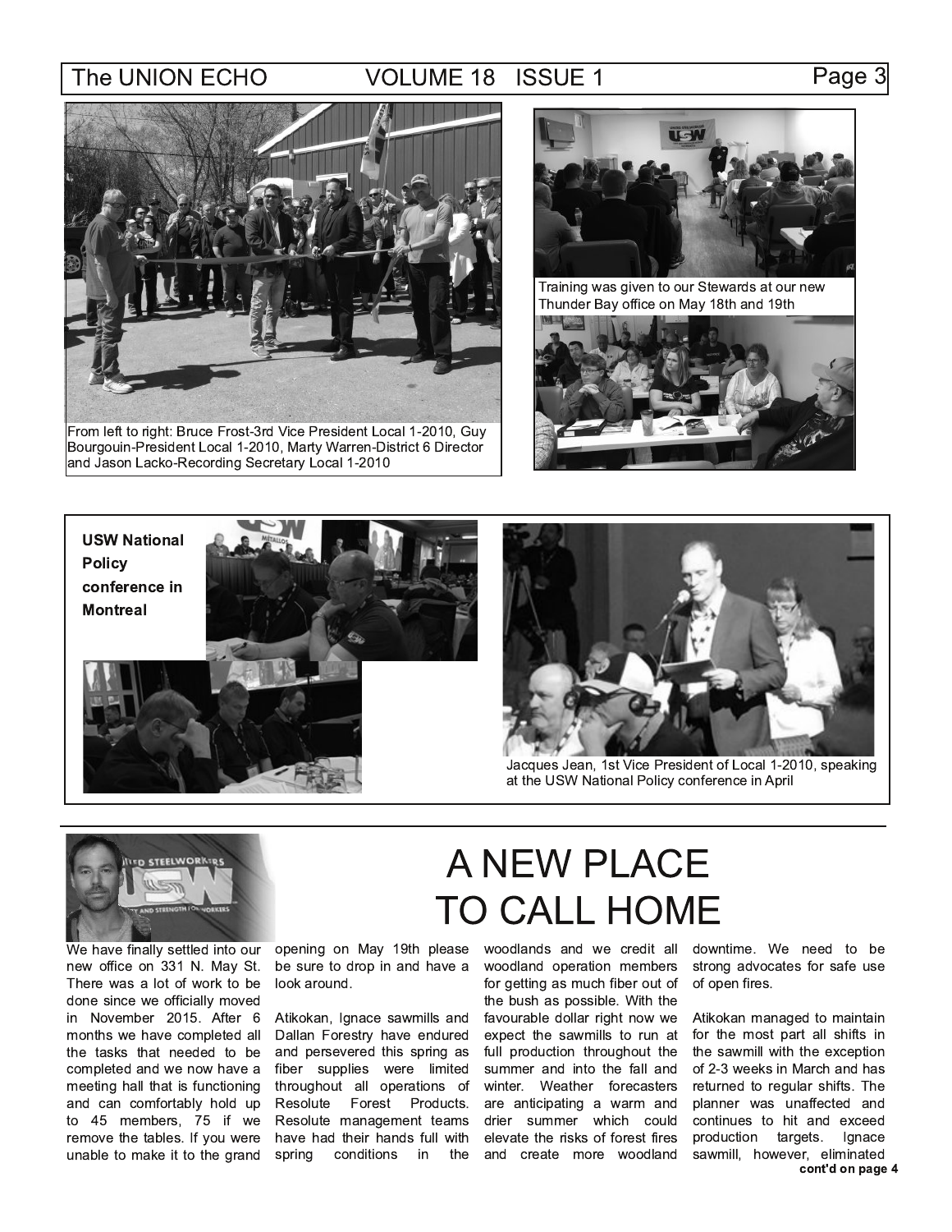From left to right: Bruce Frost-3rd Vice President Local 1-2010, Guy Bourgouin-President Local 1-2010, Marty Warren-District 6 Director and Jason Lacko-Recording Secretary Local 1-2010

Training was given to our Stewards at our new Thunder Bay office on May 18th and 19th

**USW National Policy conference in Montreal**

Jacques Jean, 1st Vice President of Local 1-2010, speaking at the USW National Policy conference in April

# A NEW PLACE TO CALL HOME

We have finally settled into our new office on 331 N. May St. There was a lot of work to be done since we officially moved in November 2015. After 6 months we have completed all the tasks that needed to be completed and we now have a meeting hall that is functioning and can comfortably hold up to 45 members, 75 if we remove the tables. If you were unable to make it to the grand opening on May 19th please be sure to drop in and have a look around.

Atikokan, Ignace sawmills and Dallan Forestry have endured and persevered this spring as fiber supplies were limited throughout all operations of Resolute Forest Products. Resolute management teams have had their hands full with spring conditions in the woodlands and we credit all woodland operation members for getting as much fiber out of the bush as possible. With the favourable dollar right now we expect the sawmills to run at full production throughout the summer and into the fall and winter. Weather forecasters are anticipating a warm and drier summer which could elevate the risks of forest fires and create more woodland downtime. We need to be strong advocates for safe use of open fires.

Atikokan managed to maintain for the most part all shifts in the sawmill with the exception of 2-3 weeks in March and has returned to regular shifts. The planner was unaffected and continues to hit and exceed production targets. Ignace sawmill, however, eliminated

**cont'd on page 4**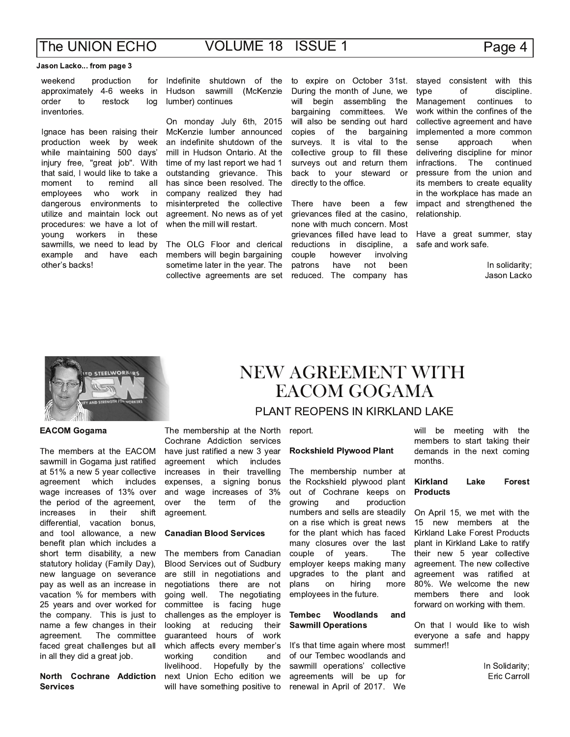Jason Lacko... from page 3

weekend production for approximately 4-6 weeks in order to restock log inventories.

Ignace has been raising their production week by week while maintaining 500 days' injury free, "great job". With that said, I would like to take a moment to remind all employees who work in dangerous environments to utilize and maintain lock out procedures: we have a lot of young workers in these sawmills, we need to lead by example and have each other's backs!

Indefinite shutdown of the Hudson sawmill (McKenzie lumber) continues

On monday July 6th, 2015 McKenzie lumber announced an indefinite shutdown of the mill in Hudson Ontario. At the time of my last report we had 1 outstanding grievance. This has since been resolved. The company realized they had misinterpreted the collective agreement. No news as of yet when the mill will restart.

The OLG Floor and clerical members will begin bargaining sometime later in the year. The collective agreements are set to expire on October 31st. During the month of June, we will begin assembling the bargaining committees. We will also be sending out hard copies of the bargaining surveys. It is vital to the collective group to fill these surveys out and return them back to your steward or directly to the office.

There have been a few grievances filed at the casino, none with much concern. Most grievances filled have lead to reductions in discipline, a couple however involving patrons have not been reduced. The company has stayed consistent with this type of discipline. Management continues to work within the confines of the collective agreement and have implemented a more common sense approach when delivering discipline for minor infractions. The continued pressure from the union and its members to create equality in the workplace has made an impact and strengthened the relationship.

Have a great summer, stay safe and work safe.

In solidarity;
Jason Lacko

# NEW AGREEMENT WITH EACOM GOGAMA

## PLANT REOPENS IN KIRKLAND LAKE

**EACOM Gogama**

The members at the EACOM sawmill in Gogama just ratified at 51% a new 5 year collective agreement which includes wage increases of 13% over the period of the agreement, increases in their shift differential, vacation bonus, and tool allowance, a new benefit plan which includes a short term disability, a new statutory holiday (Family Day), new language on severance pay as well as an increase in vacation % for members with 25 years and over worked for the company. This is just to name a few changes in their agreement. The committee faced great challenges but all in all they did a great job.

**North Cochrane Addiction Services**

The membership at the North Cochrane Addiction services have just ratified a new 3 year agreement which includes increases in their travelling expenses, a signing bonus and wage increases of 3% over the term of the agreement.

**Canadian Blood Services**

The members from Canadian Blood Services out of Sudbury are still in negotiations and negotiations there are not going well. The negotiating committee is facing huge challenges as the employer is looking at reducing their guaranteed hours of work which affects every member's working condition and livelihood. Hopefully by the next Union Echo edition we will have something positive to report.

**Rockshield Plywood Plant**

The membership number at the Rockshield plywood plant out of Cochrane keeps on growing and production numbers and sells are steadily on a rise which is great news for the plant which has faced many closures over the last couple of years. The employer keeps making many upgrades to the plant and plans on hiring more employees in the future.

**Tembec Woodlands and Sawmill Operations**

It's that time again where most of our Tembec woodlands and sawmill operations' collective agreements will be up for renewal in April of 2017. We will be meeting with the members to start taking their demands in the next coming months.

**Kirkland Lake Forest Products**

On April 15, we met with the 15 new members at the Kirkland Lake Forest Products plant in Kirkland Lake to ratify their new 5 year collective agreement. The new collective agreement was ratified at 80%. We welcome the new members there and look forward on working with them.

On that I would like to wish everyone a safe and happy summer!!

In Solidarity;
Eric Carroll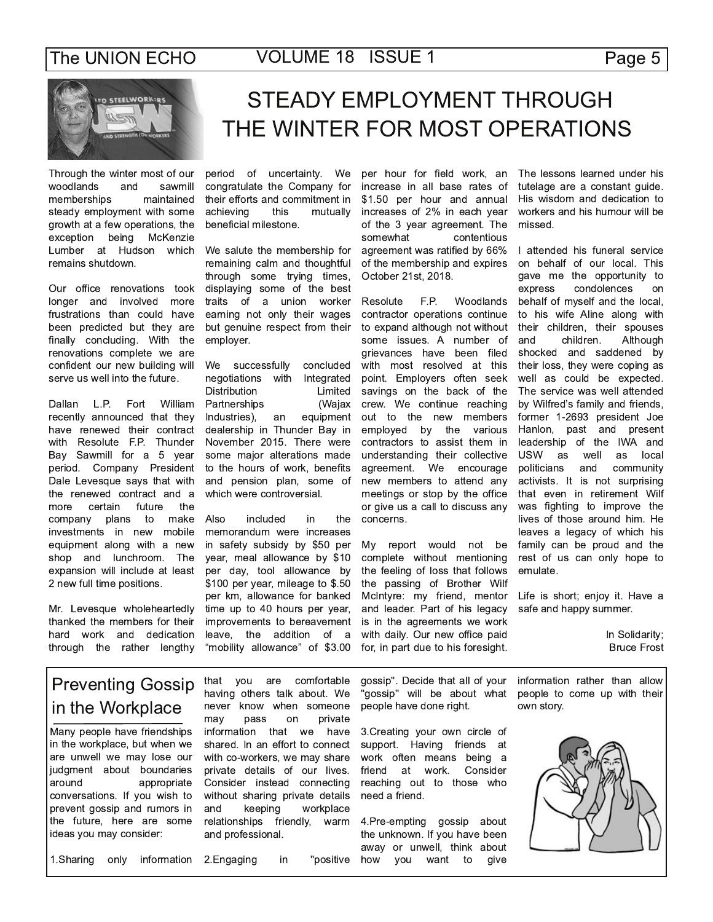# STEADY EMPLOYMENT THROUGH THE WINTER FOR MOST OPERATIONS

Through the winter most of our woodlands and sawmill memberships maintained steady employment with some growth at a few operations, the exception being McKenzie Lumber at Hudson which remains shutdown.

Our office renovations took longer and involved more frustrations than could have been predicted but they are finally concluding. With the renovations complete we are confident our new building will serve us well into the future.

Dallan L.P. Fort William recently announced that they have renewed their contract with Resolute F.P. Thunder Bay Sawmill for a 5 year period. Company President Dale Levesque says that with the renewed contract and a more certain future the company plans to make investments in new mobile equipment along with a new shop and lunchroom. The expansion will include at least 2 new full time positions.

Mr. Levesque wholeheartedly thanked the members for their hard work and dedication through the rather lengthy period of uncertainty. We congratulate the Company for their efforts and commitment in achieving this mutually beneficial milestone.

We salute the membership for remaining calm and thoughtful through some trying times, displaying some of the best traits of a union worker earning not only their wages but genuine respect from their employer.

We successfully concluded negotiations with Integrated Distribution Limited Partnerships (Wajax Industries), an equipment dealership in Thunder Bay in November 2015. There were some major alterations made to the hours of work, benefits and pension plan, some of which were controversial.

Also included in the memorandum were increases in safety subsidy by $50 per year, meal allowance by $10 per day, tool allowance by $100 per year, mileage to $.50 per km, allowance for banked time up to 40 hours per year, improvements to bereavement leave, the addition of a "mobility allowance" of $3.00 per hour for field work, an increase in all base rates of $1.50 per hour and annual increases of 2% in each year of the 3 year agreement. The somewhat contentious agreement was ratified by 66% of the membership and expires October 21st, 2018.

Resolute F.P. Woodlands contractor operations continue to expand although not without some issues. A number of grievances have been filed with most resolved at this point. Employers often seek savings on the back of the crew. We continue reaching out to the new members employed by the various contractors to assist them in understanding their collective agreement. We encourage new members to attend any meetings or stop by the office or give us a call to discuss any concerns.

My report would not be complete without mentioning the feeling of loss that follows the passing of Brother Wilf McIntyre: my friend, mentor and leader. Part of his legacy is in the agreements we work with daily. Our new office paid for, in part due to his foresight. The lessons learned under his tutelage are a constant guide. His wisdom and dedication to workers and his humour will be missed.

I attended his funeral service on behalf of our local. This gave me the opportunity to express condolences on behalf of myself and the local, to his wife Aline along with their children, their spouses and children. Although shocked and saddened by their loss, they were coping as well as could be expected. The service was well attended by Wilfred's family and friends, former 1-2693 president Joe Hanlon, past and present leadership of the IWA and USW as well as local politicians and community activists. It is not surprising that even in retirement Wilf was fighting to improve the lives of those around him. He leaves a legacy of which his family can be proud and the rest of us can only hope to emulate.

Life is short; enjoy it. Have a safe and happy summer.

In Solidarity;
Bruce Frost

## Preventing Gossip in the Workplace

Many people have friendships in the workplace, but when we are unwell we may lose our judgment about boundaries around appropriate conversations. If you wish to prevent gossip and rumors in the future, here are some ideas you may consider:

1.Sharing only information that you are comfortable having others talk about. We never know when someone may pass on private information that we have shared. In an effort to connect with co-workers, we may share private details of our lives. Consider instead connecting without sharing private details and keeping workplace relationships friendly, warm and professional.

2.Engaging in "positive gossip". Decide that all of your "gossip" will be about what people have done right.

3.Creating your own circle of support. Having friends at work often means being a friend at work. Consider reaching out to those who need a friend.

4.Pre-empting gossip about the unknown. If you have been away or unwell, think about how you want to give information rather than allow people to come up with their own story.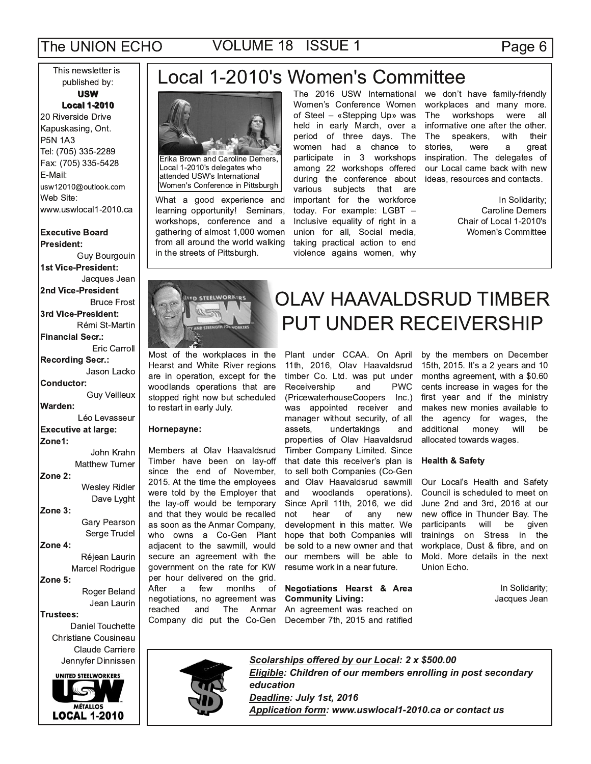This newsletter is published by:

**USW**
**Local 1-2010**

20 Riverside Drive
Kapuskasing, Ont.
P5N 1A3
Tel: (705) 335-2289
Fax: (705) 335-5428
E-Mail:
usw12010@outlook.com
Web Site:
www.uswlocal1-2010.ca

**Executive Board**

**President:** Guy Bourgouin
**1st Vice-President:** Jacques Jean
**2nd Vice-President** Bruce Frost
**3rd Vice-President:** Rémi St-Martin
**Financial Secr.:** Eric Carroll
**Recording Secr.:** Jason Lacko
**Conductor:** Guy Veilleux
**Warden:** Léo Levasseur
**Executive at large:**
**Zone1:** John Krahn, Matthew Turner
**Zone 2:** Wesley Ridler, Dave Lyght
**Zone 3:** Gary Pearson, Serge Trudel
**Zone 4:** Réjean Laurin, Marcel Rodrigue
**Zone 5:** Roger Beland, Jean Laurin
**Trustees:** Daniel Touchette, Christiane Cousineau, Claude Carriere, Jennyfer Dinnissen

# Local 1-2010's Women's Committee

Erika Brown and Caroline Demers, Local 1-2010's delegates who attended USW's International Women's Conference in Pittsburgh

What a good experience and learning opportunity! Seminars, workshops, conference and a gathering of almost 1,000 women from all around the world walking in the streets of Pittsburgh.

The 2016 USW International Women's Conference Women of Steel – «Stepping Up» was held in early March, over a period of three days. The women had a chance to participate in 3 workshops among 22 workshops offered during the conference about various subjects that are important for the workforce today. For example: LGBT – Inclusive equality of right in a union for all, Social media, taking practical action to end violence agains women, why we don't have family-friendly workplaces and many more. The workshops were all informative one after the other. The speakers, with their stories, were a great inspiration. The delegates of our Local came back with new ideas, resources and contacts.

In Solidarity;
Caroline Demers
Chair of Local 1-2010's Women's Committee

# OLAV HAAVALDSRUD TIMBER PUT UNDER RECEIVERSHIP

Most of the workplaces in the Hearst and White River regions are in operation, except for the woodlands operations that are stopped right now but scheduled to restart in early July.

**Hornepayne:**

Members at Olav Haavaldsrud Timber have been on lay-off since the end of November, 2015. At the time the employees were told by the Employer that the lay-off would be temporary and that they would be recalled as soon as the Anmar Company, who owns a Co-Gen Plant adjacent to the sawmill, would secure an agreement with the government on the rate for KW per hour delivered on the grid. After a few months of negotiations, no agreement was reached and The Anmar Company did put the Co-Gen Plant under CCAA. On April 11th, 2016, Olav Haavaldsrud timber Co. Ltd. was put under Receivership and PWC (PricewaterhouseCoopers Inc.) was appointed receiver and manager without security, of all assets, undertakings and properties of Olav Haavaldsrud Timber Company Limited. Since that date this receiver's plan is to sell both Companies (Co-Gen and Olav Haavaldsrud sawmill and woodlands operations). Since April 11th, 2016, we did not hear of any new development in this matter. We hope that both Companies will be sold to a new owner and that our members will be able to resume work in a near future.

**Negotiations Hearst & Area Community Living:**

An agreement was reached on December 7th, 2015 and ratified by the members on December 15th, 2015. It's a 2 years and 10 months agreement, with a $0.60 cents increase in wages for the first year and if the ministry makes new monies available to the agency for wages, the additional money will be allocated towards wages.

**Health & Safety**

Our Local's Health and Safety Council is scheduled to meet on June 2nd and 3rd, 2016 at our new office in Thunder Bay. The participants will be given trainings on Stress in the workplace, Dust & fibre, and on Mold. More details in the next Union Echo.

In Solidarity;
Jacques Jean

***<u>Scolarships offered by our Local</u>: 2 x $500.00***
***<u>Eligible</u>: Children of our members enrolling in post secondary education***
***<u>Deadline</u>: July 1st, 2016***
***<u>Application form</u>: www.uswlocal1-2010.ca or contact us***